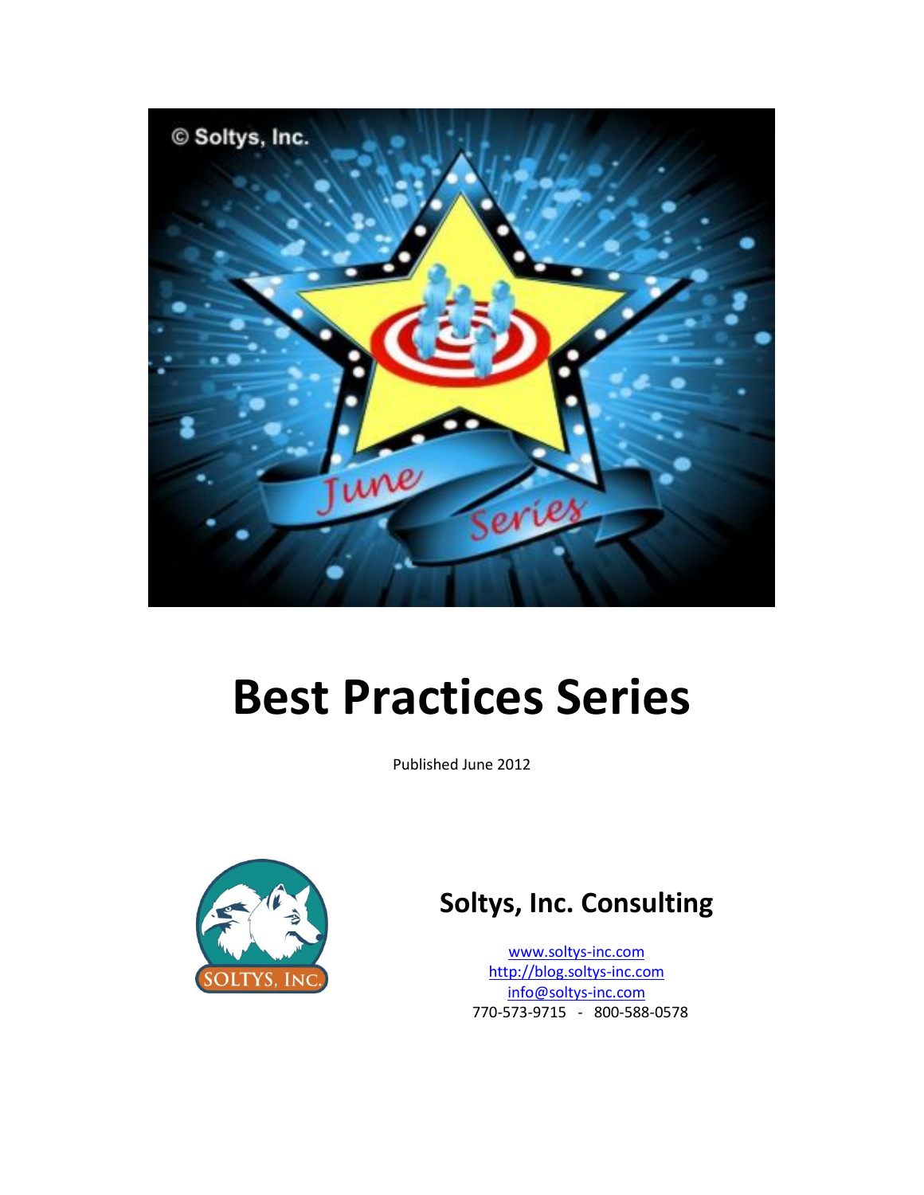# Best Practices Series

Published June 2012

## Soltys, Inc. Consulting

www.soltys-inc.com
http://blog.soltys-inc.com
info@soltys-inc.com
770-573-9715 - 800-588-0578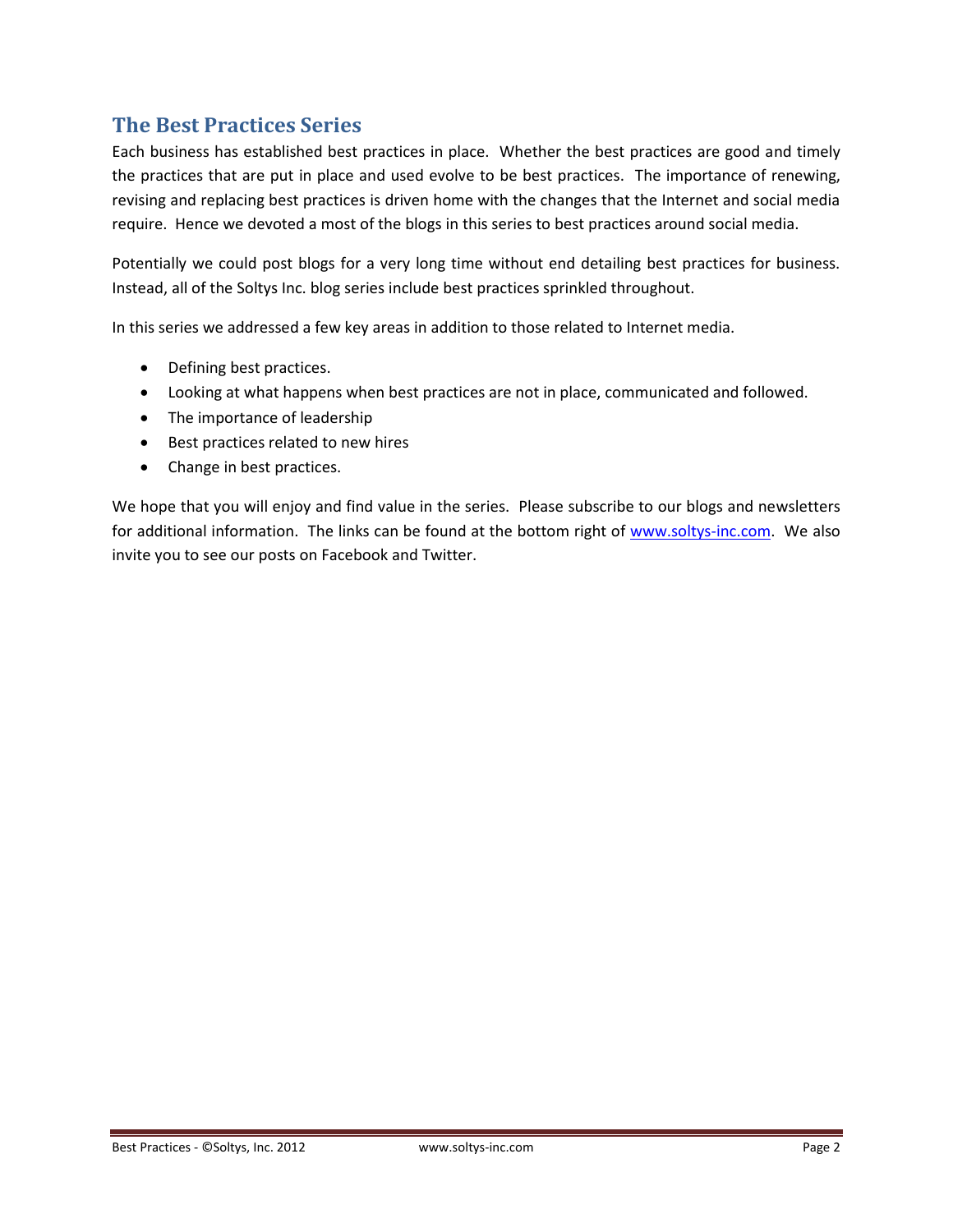## The Best Practices Series

Each business has established best practices in place. Whether the best practices are good and timely the practices that are put in place and used evolve to be best practices. The importance of renewing, revising and replacing best practices is driven home with the changes that the Internet and social media require. Hence we devoted a most of the blogs in this series to best practices around social media.

Potentially we could post blogs for a very long time without end detailing best practices for business. Instead, all of the Soltys Inc. blog series include best practices sprinkled throughout.

In this series we addressed a few key areas in addition to those related to Internet media.

- Defining best practices.
- Looking at what happens when best practices are not in place, communicated and followed.
- The importance of leadership
- Best practices related to new hires
- Change in best practices.

We hope that you will enjoy and find value in the series. Please subscribe to our blogs and newsletters for additional information. The links can be found at the bottom right of www.soltys-inc.com. We also invite you to see our posts on Facebook and Twitter.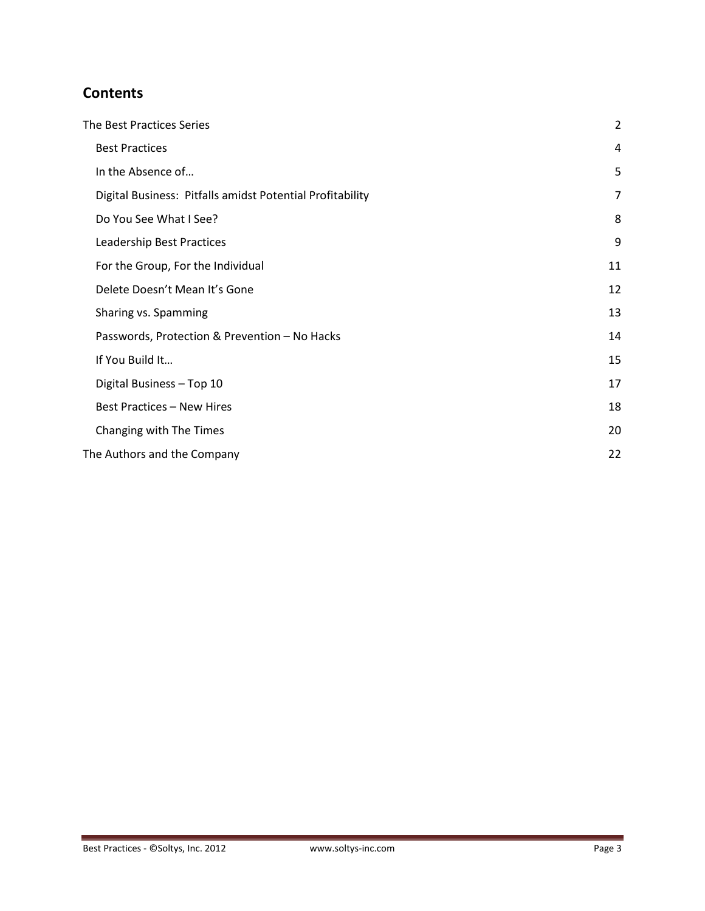## Contents

- The Best Practices Series ... 2
  - Best Practices ... 4
  - In the Absence of… ... 5
  - Digital Business: Pitfalls amidst Potential Profitability ... 7
  - Do You See What I See? ... 8
  - Leadership Best Practices ... 9
  - For the Group, For the Individual ... 11
  - Delete Doesn't Mean It's Gone ... 12
  - Sharing vs. Spamming ... 13
  - Passwords, Protection & Prevention – No Hacks ... 14
  - If You Build It… ... 15
  - Digital Business – Top 10 ... 17
  - Best Practices – New Hires ... 18
  - Changing with The Times ... 20
- The Authors and the Company ... 22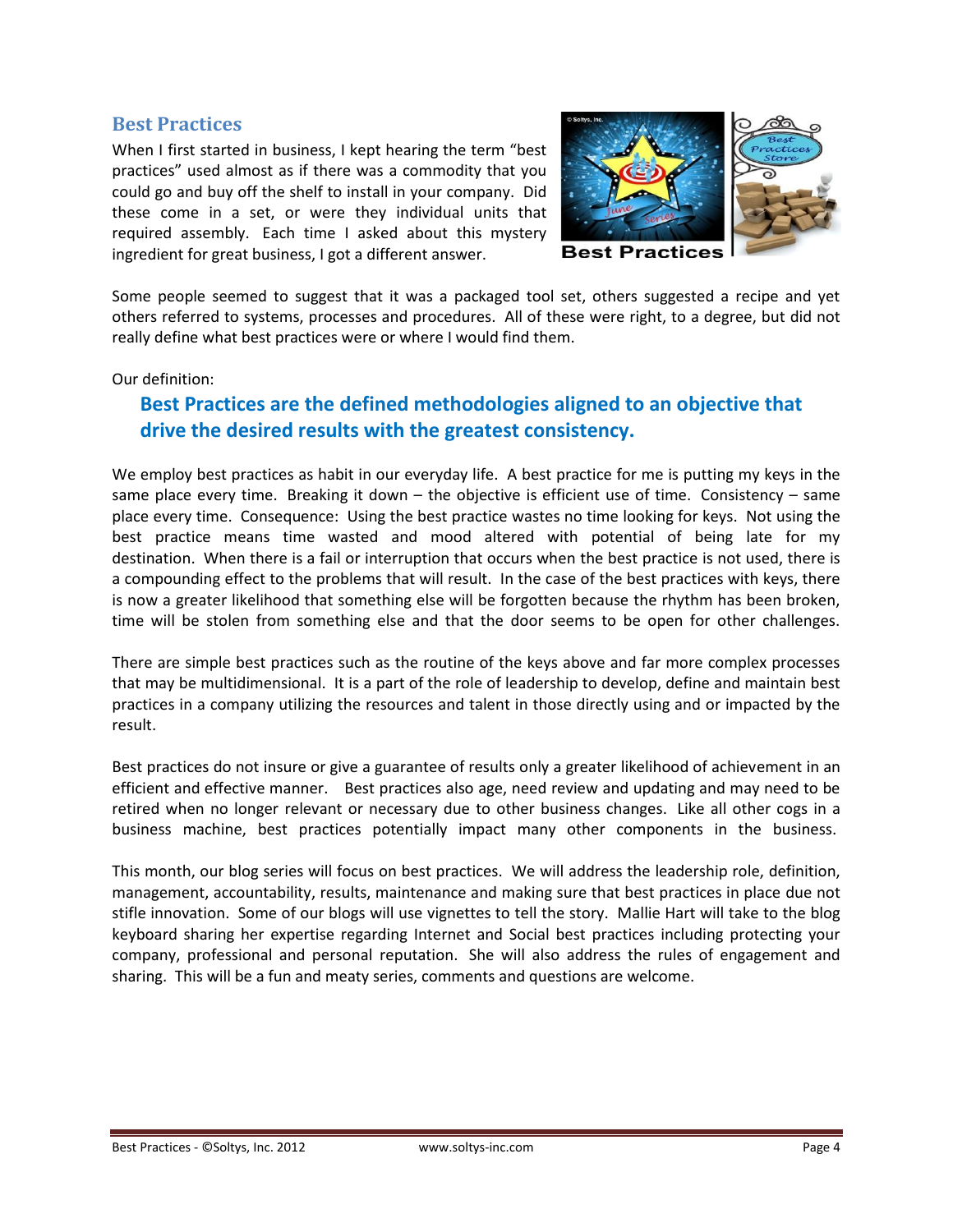## Best Practices

When I first started in business, I kept hearing the term "best practices" used almost as if there was a commodity that you could go and buy off the shelf to install in your company. Did these come in a set, or were they individual units that required assembly. Each time I asked about this mystery ingredient for great business, I got a different answer.

Some people seemed to suggest that it was a packaged tool set, others suggested a recipe and yet others referred to systems, processes and procedures. All of these were right, to a degree, but did not really define what best practices were or where I would find them.

Our definition:

> **Best Practices are the defined methodologies aligned to an objective that drive the desired results with the greatest consistency.**

We employ best practices as habit in our everyday life. A best practice for me is putting my keys in the same place every time. Breaking it down – the objective is efficient use of time. Consistency – same place every time. Consequence: Using the best practice wastes no time looking for keys. Not using the best practice means time wasted and mood altered with potential of being late for my destination. When there is a fail or interruption that occurs when the best practice is not used, there is a compounding effect to the problems that will result. In the case of the best practices with keys, there is now a greater likelihood that something else will be forgotten because the rhythm has been broken, time will be stolen from something else and that the door seems to be open for other challenges.

There are simple best practices such as the routine of the keys above and far more complex processes that may be multidimensional. It is a part of the role of leadership to develop, define and maintain best practices in a company utilizing the resources and talent in those directly using and or impacted by the result.

Best practices do not insure or give a guarantee of results only a greater likelihood of achievement in an efficient and effective manner. Best practices also age, need review and updating and may need to be retired when no longer relevant or necessary due to other business changes. Like all other cogs in a business machine, best practices potentially impact many other components in the business.

This month, our blog series will focus on best practices. We will address the leadership role, definition, management, accountability, results, maintenance and making sure that best practices in place due not stifle innovation. Some of our blogs will use vignettes to tell the story. Mallie Hart will take to the blog keyboard sharing her expertise regarding Internet and Social best practices including protecting your company, professional and personal reputation. She will also address the rules of engagement and sharing. This will be a fun and meaty series, comments and questions are welcome.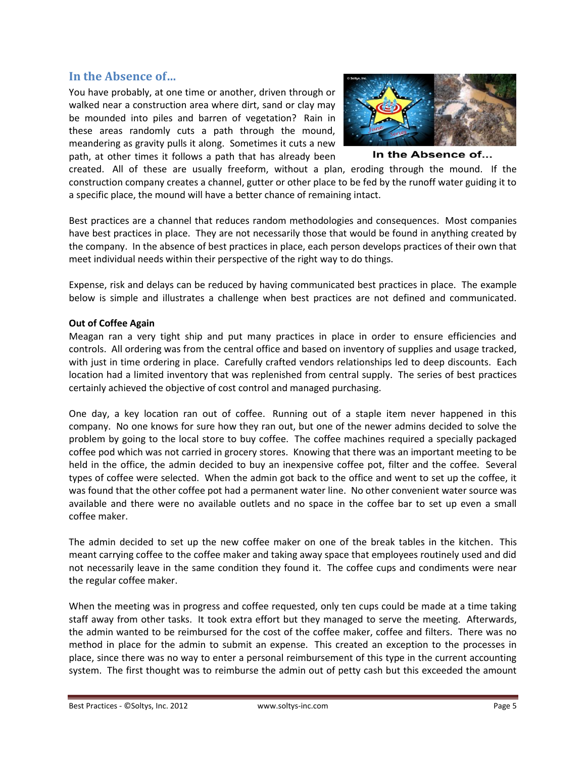## In the Absence of…

You have probably, at one time or another, driven through or walked near a construction area where dirt, sand or clay may be mounded into piles and barren of vegetation? Rain in these areas randomly cuts a path through the mound, meandering as gravity pulls it along. Sometimes it cuts a new path, at other times it follows a path that has already been created. All of these are usually freeform, without a plan, eroding through the mound. If the construction company creates a channel, gutter or other place to be fed by the runoff water guiding it to a specific place, the mound will have a better chance of remaining intact.

In the Absence of…

Best practices are a channel that reduces random methodologies and consequences. Most companies have best practices in place. They are not necessarily those that would be found in anything created by the company. In the absence of best practices in place, each person develops practices of their own that meet individual needs within their perspective of the right way to do things.

Expense, risk and delays can be reduced by having communicated best practices in place. The example below is simple and illustrates a challenge when best practices are not defined and communicated.

**Out of Coffee Again**

Meagan ran a very tight ship and put many practices in place in order to ensure efficiencies and controls. All ordering was from the central office and based on inventory of supplies and usage tracked, with just in time ordering in place. Carefully crafted vendors relationships led to deep discounts. Each location had a limited inventory that was replenished from central supply. The series of best practices certainly achieved the objective of cost control and managed purchasing.

One day, a key location ran out of coffee. Running out of a staple item never happened in this company. No one knows for sure how they ran out, but one of the newer admins decided to solve the problem by going to the local store to buy coffee. The coffee machines required a specially packaged coffee pod which was not carried in grocery stores. Knowing that there was an important meeting to be held in the office, the admin decided to buy an inexpensive coffee pot, filter and the coffee. Several types of coffee were selected. When the admin got back to the office and went to set up the coffee, it was found that the other coffee pot had a permanent water line. No other convenient water source was available and there were no available outlets and no space in the coffee bar to set up even a small coffee maker.

The admin decided to set up the new coffee maker on one of the break tables in the kitchen. This meant carrying coffee to the coffee maker and taking away space that employees routinely used and did not necessarily leave in the same condition they found it. The coffee cups and condiments were near the regular coffee maker.

When the meeting was in progress and coffee requested, only ten cups could be made at a time taking staff away from other tasks. It took extra effort but they managed to serve the meeting. Afterwards, the admin wanted to be reimbursed for the cost of the coffee maker, coffee and filters. There was no method in place for the admin to submit an expense. This created an exception to the processes in place, since there was no way to enter a personal reimbursement of this type in the current accounting system. The first thought was to reimburse the admin out of petty cash but this exceeded the amount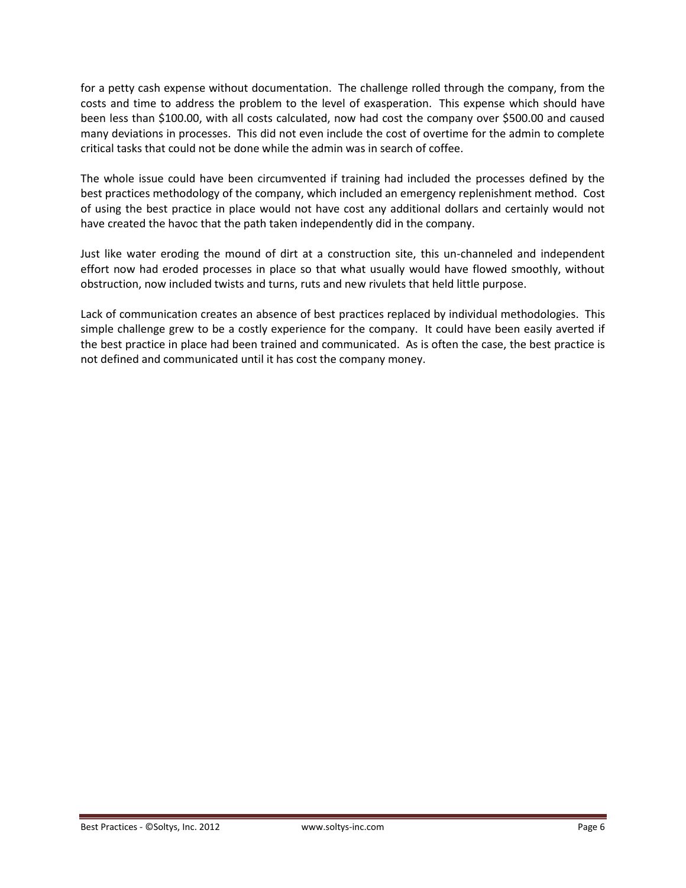for a petty cash expense without documentation. The challenge rolled through the company, from the costs and time to address the problem to the level of exasperation. This expense which should have been less than $100.00, with all costs calculated, now had cost the company over $500.00 and caused many deviations in processes. This did not even include the cost of overtime for the admin to complete critical tasks that could not be done while the admin was in search of coffee.

The whole issue could have been circumvented if training had included the processes defined by the best practices methodology of the company, which included an emergency replenishment method. Cost of using the best practice in place would not have cost any additional dollars and certainly would not have created the havoc that the path taken independently did in the company.

Just like water eroding the mound of dirt at a construction site, this un-channeled and independent effort now had eroded processes in place so that what usually would have flowed smoothly, without obstruction, now included twists and turns, ruts and new rivulets that held little purpose.

Lack of communication creates an absence of best practices replaced by individual methodologies. This simple challenge grew to be a costly experience for the company. It could have been easily averted if the best practice in place had been trained and communicated. As is often the case, the best practice is not defined and communicated until it has cost the company money.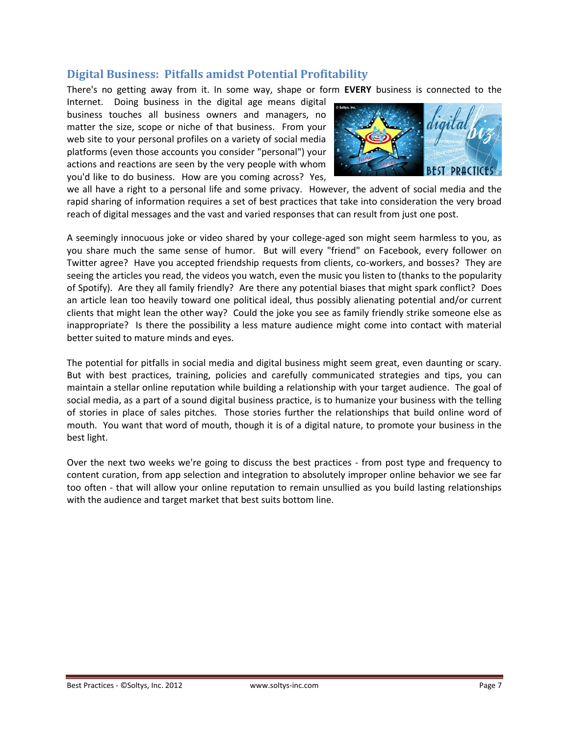## Digital Business: Pitfalls amidst Potential Profitability

There's no getting away from it. In some way, shape or form **EVERY** business is connected to the Internet. Doing business in the digital age means digital business touches all business owners and managers, no matter the size, scope or niche of that business. From your web site to your personal profiles on a variety of social media platforms (even those accounts you consider "personal") your actions and reactions are seen by the very people with whom you'd like to do business. How are you coming across? Yes, we all have a right to a personal life and some privacy. However, the advent of social media and the rapid sharing of information requires a set of best practices that take into consideration the very broad reach of digital messages and the vast and varied responses that can result from just one post.

A seemingly innocuous joke or video shared by your college-aged son might seem harmless to you, as you share much the same sense of humor. But will every "friend" on Facebook, every follower on Twitter agree? Have you accepted friendship requests from clients, co-workers, and bosses? They are seeing the articles you read, the videos you watch, even the music you listen to (thanks to the popularity of Spotify). Are they all family friendly? Are there any potential biases that might spark conflict? Does an article lean too heavily toward one political ideal, thus possibly alienating potential and/or current clients that might lean the other way? Could the joke you see as family friendly strike someone else as inappropriate? Is there the possibility a less mature audience might come into contact with material better suited to mature minds and eyes.

The potential for pitfalls in social media and digital business might seem great, even daunting or scary. But with best practices, training, policies and carefully communicated strategies and tips, you can maintain a stellar online reputation while building a relationship with your target audience. The goal of social media, as a part of a sound digital business practice, is to humanize your business with the telling of stories in place of sales pitches. Those stories further the relationships that build online word of mouth. You want that word of mouth, though it is of a digital nature, to promote your business in the best light.

Over the next two weeks we're going to discuss the best practices - from post type and frequency to content curation, from app selection and integration to absolutely improper online behavior we see far too often - that will allow your online reputation to remain unsullied as you build lasting relationships with the audience and target market that best suits bottom line.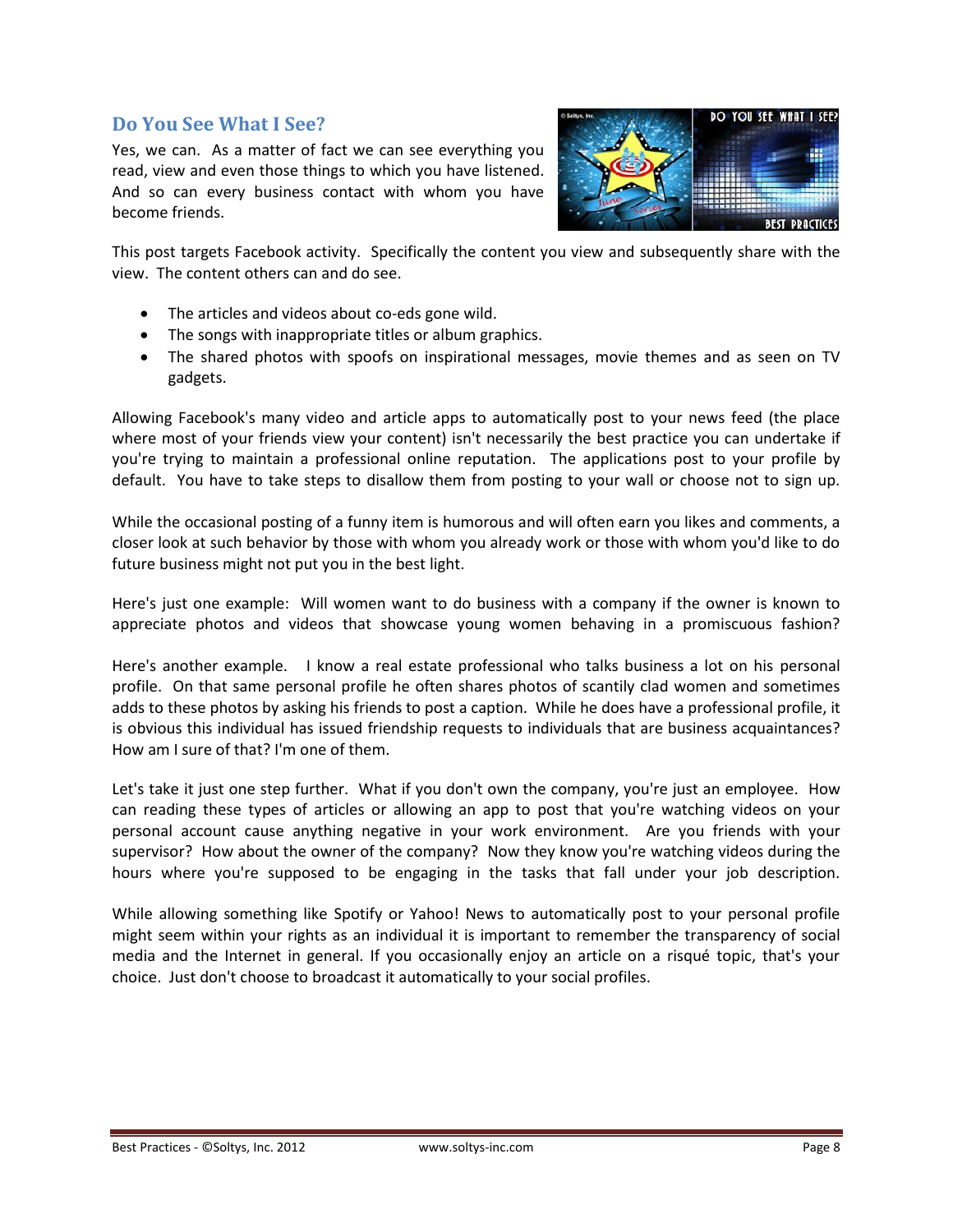## Do You See What I See?

Yes, we can. As a matter of fact we can see everything you read, view and even those things to which you have listened. And so can every business contact with whom you have become friends.

This post targets Facebook activity. Specifically the content you view and subsequently share with the view. The content others can and do see.

- The articles and videos about co-eds gone wild.
- The songs with inappropriate titles or album graphics.
- The shared photos with spoofs on inspirational messages, movie themes and as seen on TV gadgets.

Allowing Facebook's many video and article apps to automatically post to your news feed (the place where most of your friends view your content) isn't necessarily the best practice you can undertake if you're trying to maintain a professional online reputation. The applications post to your profile by default. You have to take steps to disallow them from posting to your wall or choose not to sign up.

While the occasional posting of a funny item is humorous and will often earn you likes and comments, a closer look at such behavior by those with whom you already work or those with whom you'd like to do future business might not put you in the best light.

Here's just one example: Will women want to do business with a company if the owner is known to appreciate photos and videos that showcase young women behaving in a promiscuous fashion?

Here's another example. I know a real estate professional who talks business a lot on his personal profile. On that same personal profile he often shares photos of scantily clad women and sometimes adds to these photos by asking his friends to post a caption. While he does have a professional profile, it is obvious this individual has issued friendship requests to individuals that are business acquaintances? How am I sure of that? I'm one of them.

Let's take it just one step further. What if you don't own the company, you're just an employee. How can reading these types of articles or allowing an app to post that you're watching videos on your personal account cause anything negative in your work environment. Are you friends with your supervisor? How about the owner of the company? Now they know you're watching videos during the hours where you're supposed to be engaging in the tasks that fall under your job description.

While allowing something like Spotify or Yahoo! News to automatically post to your personal profile might seem within your rights as an individual it is important to remember the transparency of social media and the Internet in general. If you occasionally enjoy an article on a risqué topic, that's your choice. Just don't choose to broadcast it automatically to your social profiles.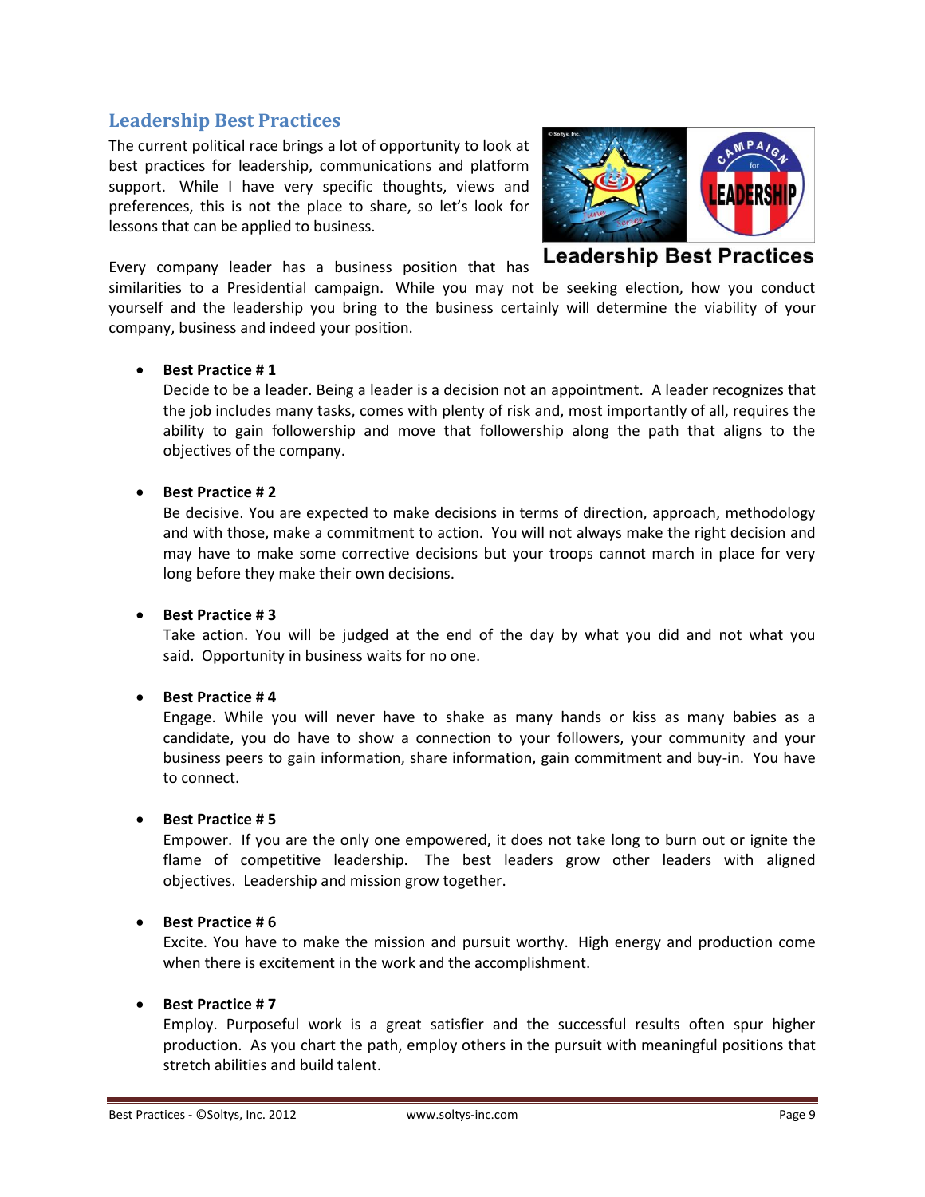## Leadership Best Practices

The current political race brings a lot of opportunity to look at best practices for leadership, communications and platform support. While I have very specific thoughts, views and preferences, this is not the place to share, so let's look for lessons that can be applied to business.

**Leadership Best Practices**

Every company leader has a business position that has similarities to a Presidential campaign. While you may not be seeking election, how you conduct yourself and the leadership you bring to the business certainly will determine the viability of your company, business and indeed your position.

- **Best Practice # 1**
  Decide to be a leader. Being a leader is a decision not an appointment. A leader recognizes that the job includes many tasks, comes with plenty of risk and, most importantly of all, requires the ability to gain followership and move that followership along the path that aligns to the objectives of the company.

- **Best Practice # 2**
  Be decisive. You are expected to make decisions in terms of direction, approach, methodology and with those, make a commitment to action. You will not always make the right decision and may have to make some corrective decisions but your troops cannot march in place for very long before they make their own decisions.

- **Best Practice # 3**
  Take action. You will be judged at the end of the day by what you did and not what you said. Opportunity in business waits for no one.

- **Best Practice # 4**
  Engage. While you will never have to shake as many hands or kiss as many babies as a candidate, you do have to show a connection to your followers, your community and your business peers to gain information, share information, gain commitment and buy-in. You have to connect.

- **Best Practice # 5**
  Empower. If you are the only one empowered, it does not take long to burn out or ignite the flame of competitive leadership. The best leaders grow other leaders with aligned objectives. Leadership and mission grow together.

- **Best Practice # 6**
  Excite. You have to make the mission and pursuit worthy. High energy and production come when there is excitement in the work and the accomplishment.

- **Best Practice # 7**
  Employ. Purposeful work is a great satisfier and the successful results often spur higher production. As you chart the path, employ others in the pursuit with meaningful positions that stretch abilities and build talent.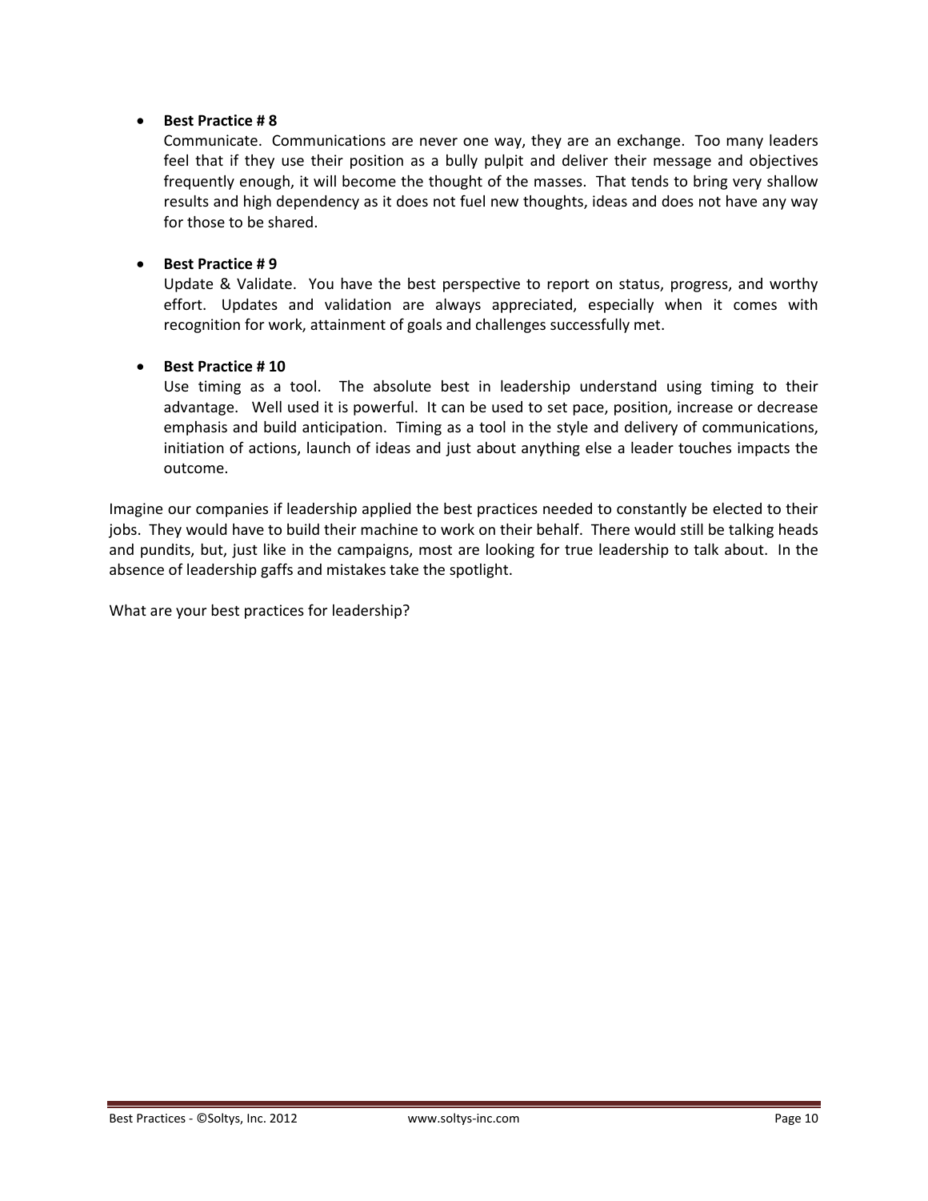- **Best Practice # 8**
  Communicate. Communications are never one way, they are an exchange. Too many leaders feel that if they use their position as a bully pulpit and deliver their message and objectives frequently enough, it will become the thought of the masses. That tends to bring very shallow results and high dependency as it does not fuel new thoughts, ideas and does not have any way for those to be shared.

- **Best Practice # 9**
  Update & Validate. You have the best perspective to report on status, progress, and worthy effort. Updates and validation are always appreciated, especially when it comes with recognition for work, attainment of goals and challenges successfully met.

- **Best Practice # 10**
  Use timing as a tool. The absolute best in leadership understand using timing to their advantage. Well used it is powerful. It can be used to set pace, position, increase or decrease emphasis and build anticipation. Timing as a tool in the style and delivery of communications, initiation of actions, launch of ideas and just about anything else a leader touches impacts the outcome.

Imagine our companies if leadership applied the best practices needed to constantly be elected to their jobs. They would have to build their machine to work on their behalf. There would still be talking heads and pundits, but, just like in the campaigns, most are looking for true leadership to talk about. In the absence of leadership gaffs and mistakes take the spotlight.

What are your best practices for leadership?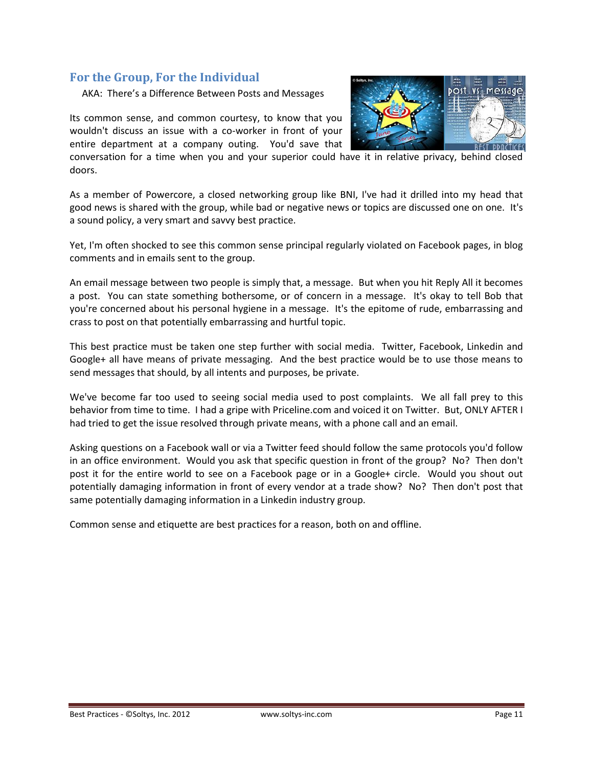## For the Group, For the Individual

AKA: There's a Difference Between Posts and Messages

Its common sense, and common courtesy, to know that you wouldn't discuss an issue with a co-worker in front of your entire department at a company outing. You'd save that conversation for a time when you and your superior could have it in relative privacy, behind closed doors.

As a member of Powercore, a closed networking group like BNI, I've had it drilled into my head that good news is shared with the group, while bad or negative news or topics are discussed one on one. It's a sound policy, a very smart and savvy best practice.

Yet, I'm often shocked to see this common sense principal regularly violated on Facebook pages, in blog comments and in emails sent to the group.

An email message between two people is simply that, a message. But when you hit Reply All it becomes a post. You can state something bothersome, or of concern in a message. It's okay to tell Bob that you're concerned about his personal hygiene in a message. It's the epitome of rude, embarrassing and crass to post on that potentially embarrassing and hurtful topic.

This best practice must be taken one step further with social media. Twitter, Facebook, Linkedin and Google+ all have means of private messaging. And the best practice would be to use those means to send messages that should, by all intents and purposes, be private.

We've become far too used to seeing social media used to post complaints. We all fall prey to this behavior from time to time. I had a gripe with Priceline.com and voiced it on Twitter. But, ONLY AFTER I had tried to get the issue resolved through private means, with a phone call and an email.

Asking questions on a Facebook wall or via a Twitter feed should follow the same protocols you'd follow in an office environment. Would you ask that specific question in front of the group? No? Then don't post it for the entire world to see on a Facebook page or in a Google+ circle. Would you shout out potentially damaging information in front of every vendor at a trade show? No? Then don't post that same potentially damaging information in a Linkedin industry group.

Common sense and etiquette are best practices for a reason, both on and offline.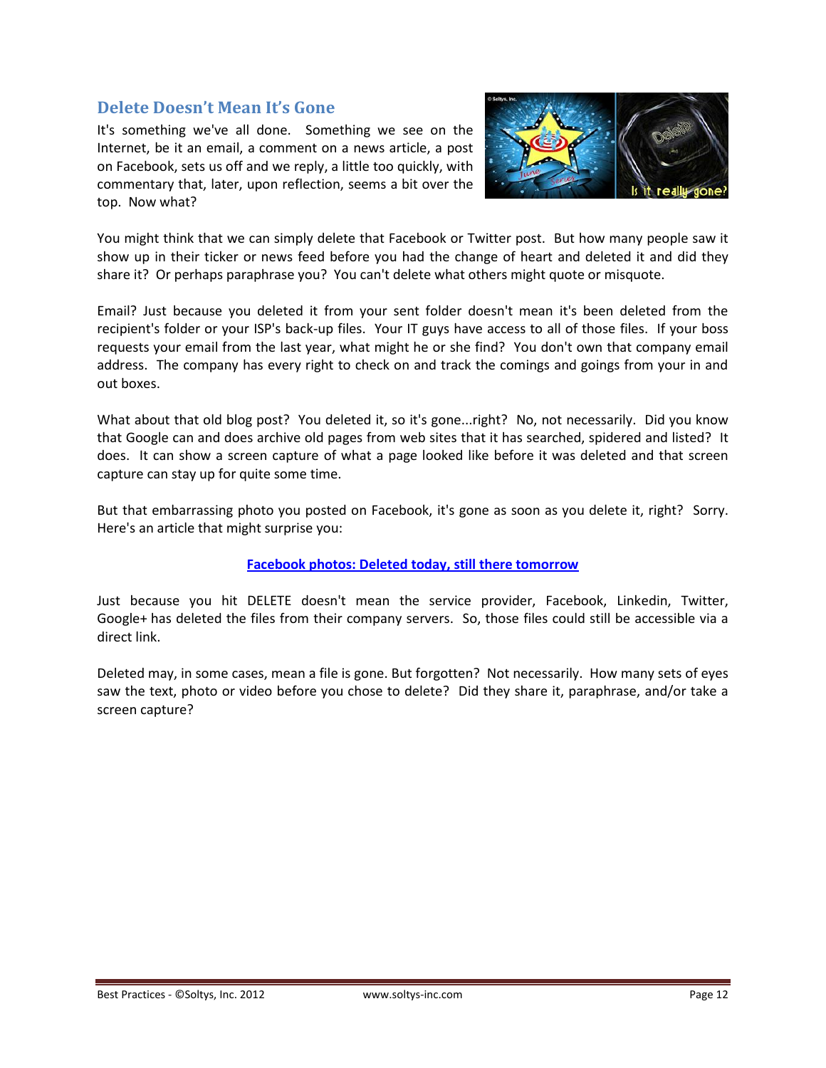## Delete Doesn't Mean It's Gone

It's something we've all done. Something we see on the Internet, be it an email, a comment on a news article, a post on Facebook, sets us off and we reply, a little too quickly, with commentary that, later, upon reflection, seems a bit over the top. Now what?

You might think that we can simply delete that Facebook or Twitter post. But how many people saw it show up in their ticker or news feed before you had the change of heart and deleted it and did they share it? Or perhaps paraphrase you? You can't delete what others might quote or misquote.

Email? Just because you deleted it from your sent folder doesn't mean it's been deleted from the recipient's folder or your ISP's back-up files. Your IT guys have access to all of those files. If your boss requests your email from the last year, what might he or she find? You don't own that company email address. The company has every right to check on and track the comings and goings from your in and out boxes.

What about that old blog post? You deleted it, so it's gone...right? No, not necessarily. Did you know that Google can and does archive old pages from web sites that it has searched, spidered and listed? It does. It can show a screen capture of what a page looked like before it was deleted and that screen capture can stay up for quite some time.

But that embarrassing photo you posted on Facebook, it's gone as soon as you delete it, right? Sorry. Here's an article that might surprise you:

**Facebook photos: Deleted today, still there tomorrow**

Just because you hit DELETE doesn't mean the service provider, Facebook, Linkedin, Twitter, Google+ has deleted the files from their company servers. So, those files could still be accessible via a direct link.

Deleted may, in some cases, mean a file is gone. But forgotten? Not necessarily. How many sets of eyes saw the text, photo or video before you chose to delete? Did they share it, paraphrase, and/or take a screen capture?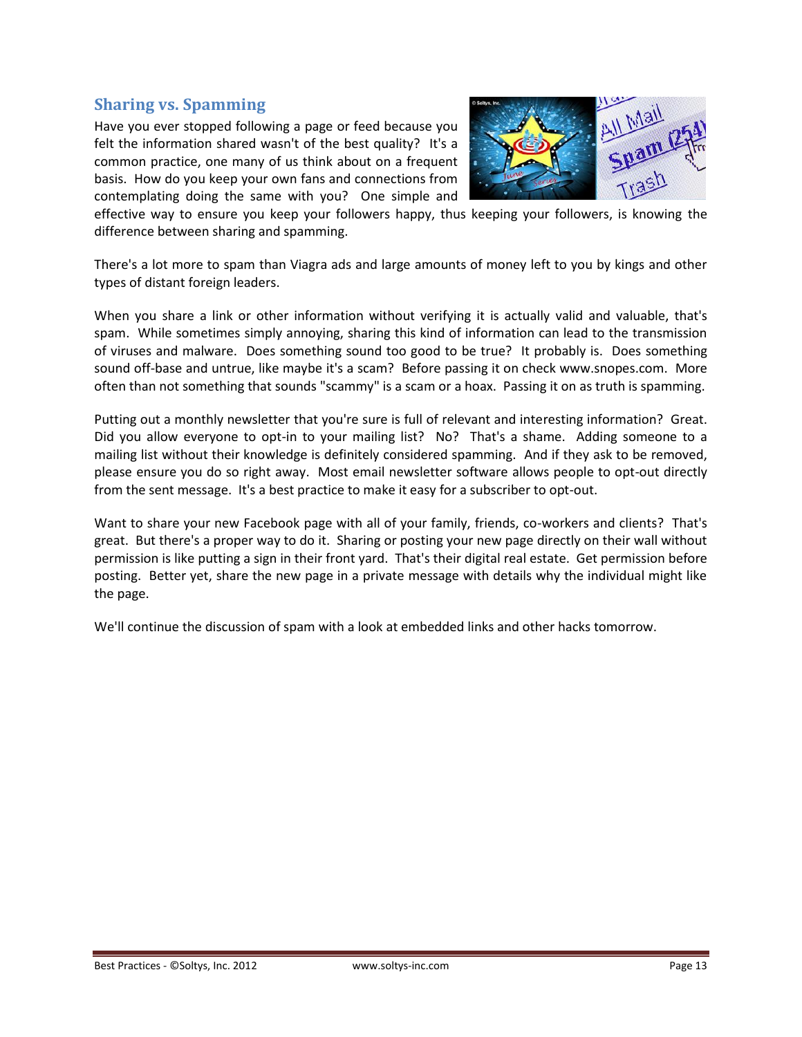## Sharing vs. Spamming

Have you ever stopped following a page or feed because you felt the information shared wasn't of the best quality? It's a common practice, one many of us think about on a frequent basis. How do you keep your own fans and connections from contemplating doing the same with you? One simple and effective way to ensure you keep your followers happy, thus keeping your followers, is knowing the difference between sharing and spamming.

There's a lot more to spam than Viagra ads and large amounts of money left to you by kings and other types of distant foreign leaders.

When you share a link or other information without verifying it is actually valid and valuable, that's spam. While sometimes simply annoying, sharing this kind of information can lead to the transmission of viruses and malware. Does something sound too good to be true? It probably is. Does something sound off-base and untrue, like maybe it's a scam? Before passing it on check www.snopes.com. More often than not something that sounds "scammy" is a scam or a hoax. Passing it on as truth is spamming.

Putting out a monthly newsletter that you're sure is full of relevant and interesting information? Great. Did you allow everyone to opt-in to your mailing list? No? That's a shame. Adding someone to a mailing list without their knowledge is definitely considered spamming. And if they ask to be removed, please ensure you do so right away. Most email newsletter software allows people to opt-out directly from the sent message. It's a best practice to make it easy for a subscriber to opt-out.

Want to share your new Facebook page with all of your family, friends, co-workers and clients? That's great. But there's a proper way to do it. Sharing or posting your new page directly on their wall without permission is like putting a sign in their front yard. That's their digital real estate. Get permission before posting. Better yet, share the new page in a private message with details why the individual might like the page.

We'll continue the discussion of spam with a look at embedded links and other hacks tomorrow.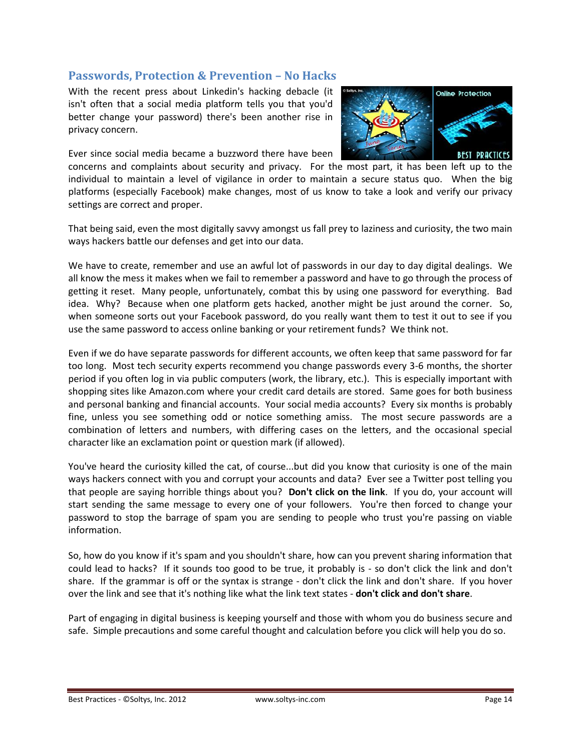## Passwords, Protection & Prevention – No Hacks

With the recent press about Linkedin's hacking debacle (it isn't often that a social media platform tells you that you'd better change your password) there's been another rise in privacy concern.

Ever since social media became a buzzword there have been concerns and complaints about security and privacy. For the most part, it has been left up to the individual to maintain a level of vigilance in order to maintain a secure status quo. When the big platforms (especially Facebook) make changes, most of us know to take a look and verify our privacy settings are correct and proper.

That being said, even the most digitally savvy amongst us fall prey to laziness and curiosity, the two main ways hackers battle our defenses and get into our data.

We have to create, remember and use an awful lot of passwords in our day to day digital dealings. We all know the mess it makes when we fail to remember a password and have to go through the process of getting it reset. Many people, unfortunately, combat this by using one password for everything. Bad idea. Why? Because when one platform gets hacked, another might be just around the corner. So, when someone sorts out your Facebook password, do you really want them to test it out to see if you use the same password to access online banking or your retirement funds? We think not.

Even if we do have separate passwords for different accounts, we often keep that same password for far too long. Most tech security experts recommend you change passwords every 3-6 months, the shorter period if you often log in via public computers (work, the library, etc.). This is especially important with shopping sites like Amazon.com where your credit card details are stored. Same goes for both business and personal banking and financial accounts. Your social media accounts? Every six months is probably fine, unless you see something odd or notice something amiss. The most secure passwords are a combination of letters and numbers, with differing cases on the letters, and the occasional special character like an exclamation point or question mark (if allowed).

You've heard the curiosity killed the cat, of course...but did you know that curiosity is one of the main ways hackers connect with you and corrupt your accounts and data? Ever see a Twitter post telling you that people are saying horrible things about you? **Don't click on the link**. If you do, your account will start sending the same message to every one of your followers. You're then forced to change your password to stop the barrage of spam you are sending to people who trust you're passing on viable information.

So, how do you know if it's spam and you shouldn't share, how can you prevent sharing information that could lead to hacks? If it sounds too good to be true, it probably is - so don't click the link and don't share. If the grammar is off or the syntax is strange - don't click the link and don't share. If you hover over the link and see that it's nothing like what the link text states - **don't click and don't share**.

Part of engaging in digital business is keeping yourself and those with whom you do business secure and safe. Simple precautions and some careful thought and calculation before you click will help you do so.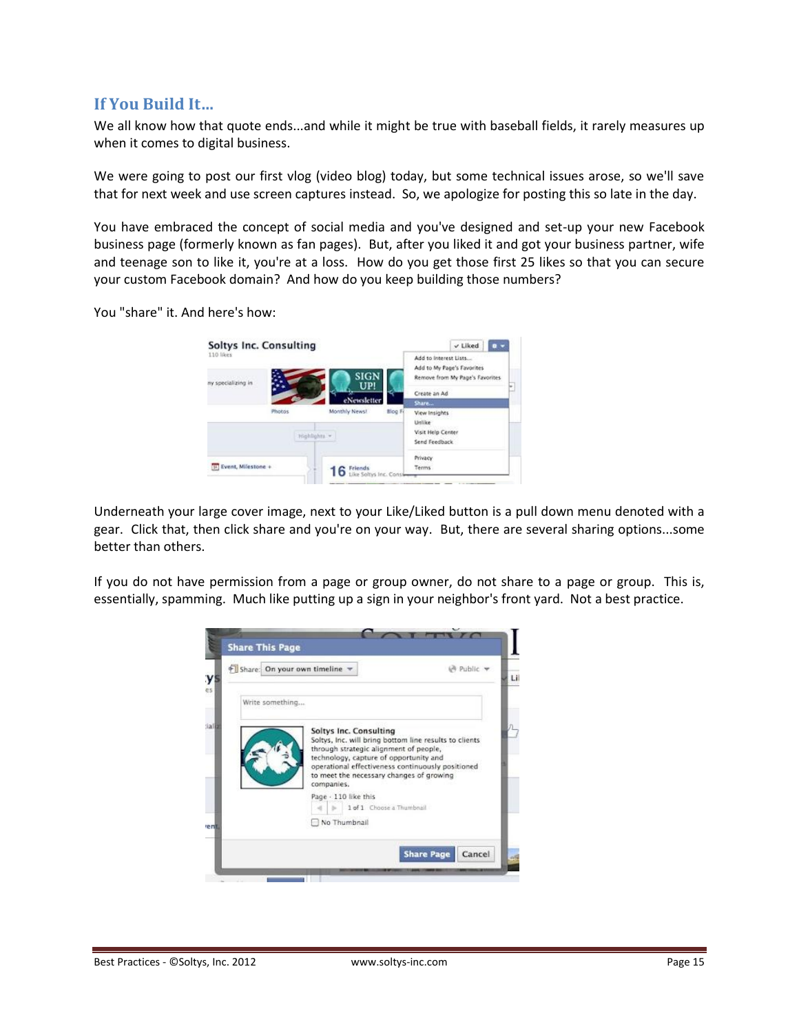## If You Build It…

We all know how that quote ends...and while it might be true with baseball fields, it rarely measures up when it comes to digital business.

We were going to post our first vlog (video blog) today, but some technical issues arose, so we'll save that for next week and use screen captures instead. So, we apologize for posting this so late in the day.

You have embraced the concept of social media and you've designed and set-up your new Facebook business page (formerly known as fan pages). But, after you liked it and got your business partner, wife and teenage son to like it, you're at a loss. How do you get those first 25 likes so that you can secure your custom Facebook domain? And how do you keep building those numbers?

You "share" it. And here's how:

Underneath your large cover image, next to your Like/Liked button is a pull down menu denoted with a gear. Click that, then click share and you're on your way. But, there are several sharing options...some better than others.

If you do not have permission from a page or group owner, do not share to a page or group. This is, essentially, spamming. Much like putting up a sign in your neighbor's front yard. Not a best practice.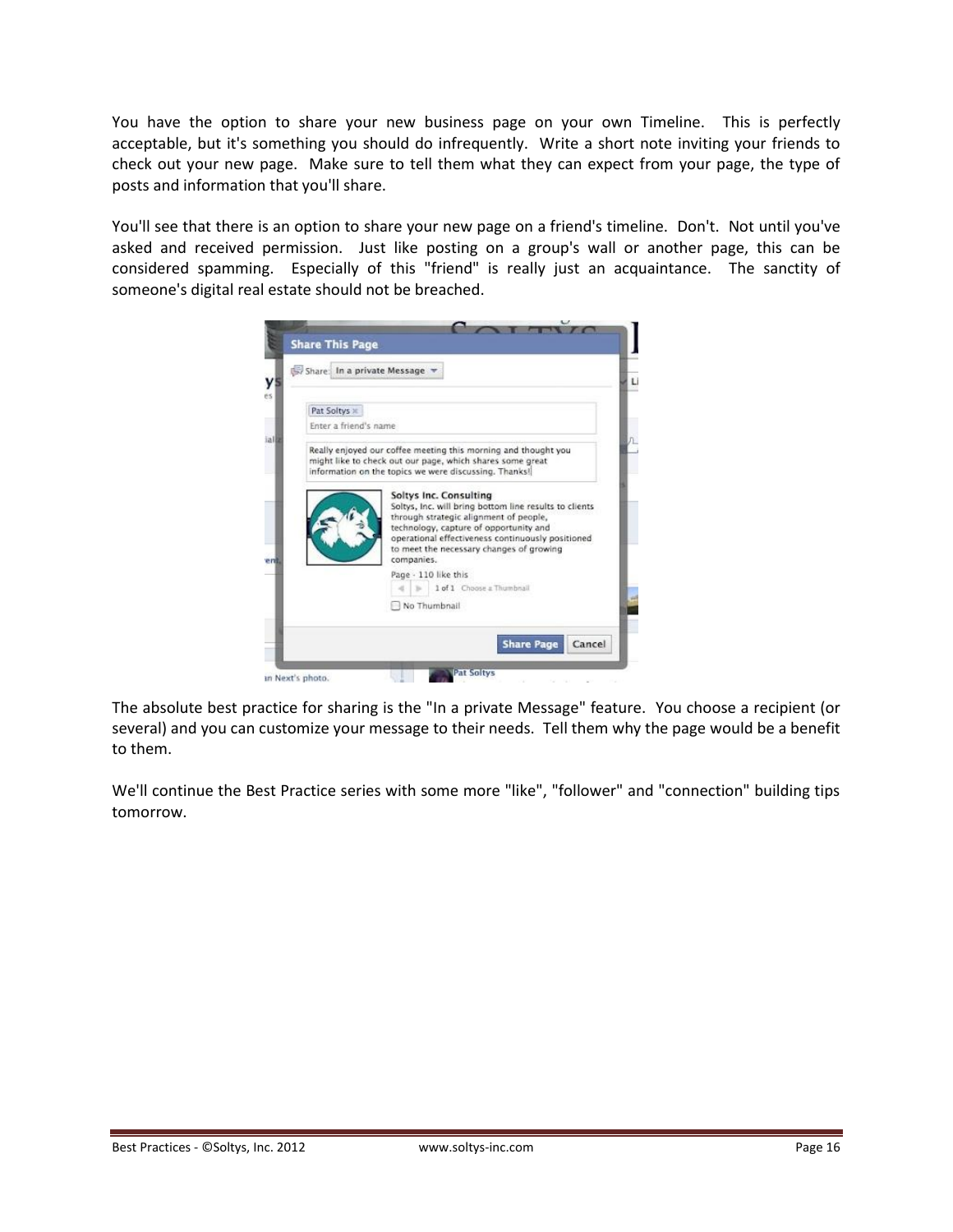You have the option to share your new business page on your own Timeline. This is perfectly acceptable, but it's something you should do infrequently. Write a short note inviting your friends to check out your new page. Make sure to tell them what they can expect from your page, the type of posts and information that you'll share.

You'll see that there is an option to share your new page on a friend's timeline. Don't. Not until you've asked and received permission. Just like posting on a group's wall or another page, this can be considered spamming. Especially of this "friend" is really just an acquaintance. The sanctity of someone's digital real estate should not be breached.

The absolute best practice for sharing is the "In a private Message" feature. You choose a recipient (or several) and you can customize your message to their needs. Tell them why the page would be a benefit to them.

We'll continue the Best Practice series with some more "like", "follower" and "connection" building tips tomorrow.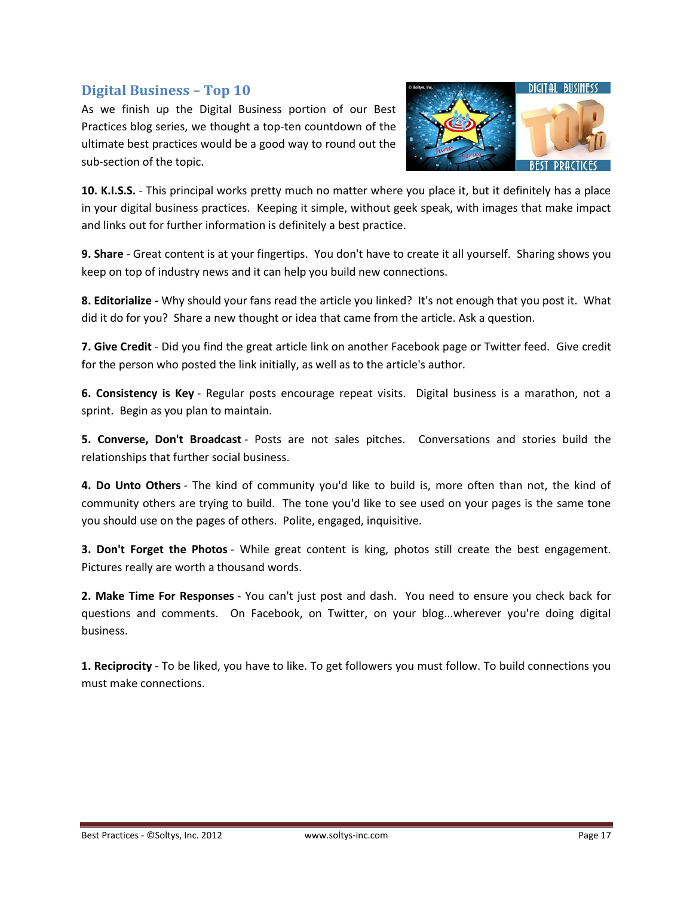## Digital Business – Top 10

As we finish up the Digital Business portion of our Best Practices blog series, we thought a top-ten countdown of the ultimate best practices would be a good way to round out the sub-section of the topic.

**10. K.I.S.S.** - This principal works pretty much no matter where you place it, but it definitely has a place in your digital business practices. Keeping it simple, without geek speak, with images that make impact and links out for further information is definitely a best practice.

**9. Share** - Great content is at your fingertips. You don't have to create it all yourself. Sharing shows you keep on top of industry news and it can help you build new connections.

**8. Editorialize -** Why should your fans read the article you linked? It's not enough that you post it. What did it do for you? Share a new thought or idea that came from the article. Ask a question.

**7. Give Credit** - Did you find the great article link on another Facebook page or Twitter feed. Give credit for the person who posted the link initially, as well as to the article's author.

**6. Consistency is Key** - Regular posts encourage repeat visits. Digital business is a marathon, not a sprint. Begin as you plan to maintain.

**5. Converse, Don't Broadcast** - Posts are not sales pitches. Conversations and stories build the relationships that further social business.

**4. Do Unto Others** - The kind of community you'd like to build is, more often than not, the kind of community others are trying to build. The tone you'd like to see used on your pages is the same tone you should use on the pages of others. Polite, engaged, inquisitive.

**3. Don't Forget the Photos** - While great content is king, photos still create the best engagement. Pictures really are worth a thousand words.

**2. Make Time For Responses** - You can't just post and dash. You need to ensure you check back for questions and comments. On Facebook, on Twitter, on your blog...wherever you're doing digital business.

**1. Reciprocity** - To be liked, you have to like. To get followers you must follow. To build connections you must make connections.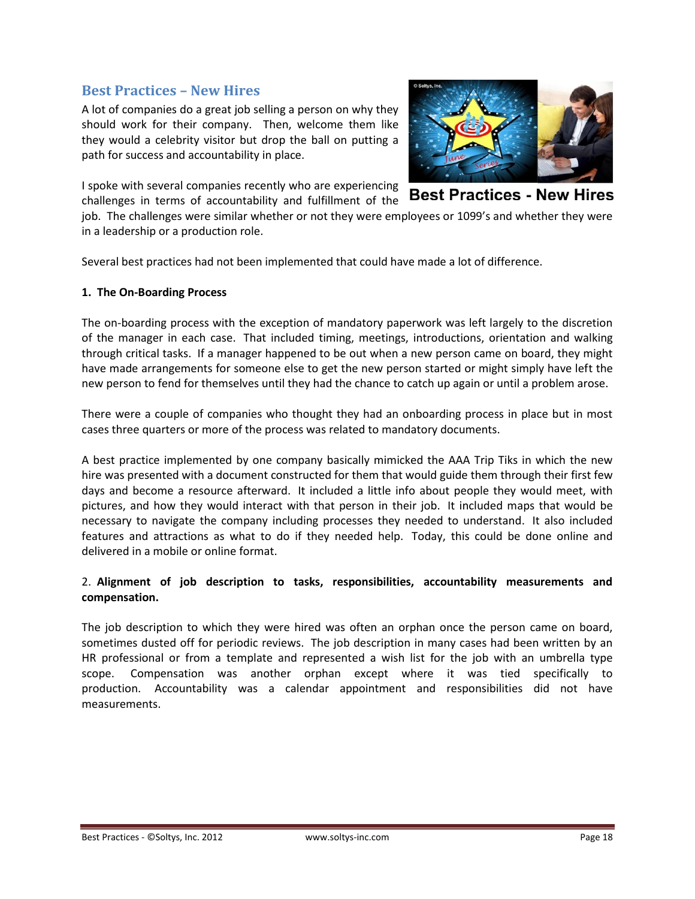## Best Practices – New Hires

A lot of companies do a great job selling a person on why they should work for their company. Then, welcome them like they would a celebrity visitor but drop the ball on putting a path for success and accountability in place.

Best Practices - New Hires

I spoke with several companies recently who are experiencing challenges in terms of accountability and fulfillment of the job. The challenges were similar whether or not they were employees or 1099's and whether they were in a leadership or a production role.

Several best practices had not been implemented that could have made a lot of difference.

**1. The On-Boarding Process**

The on-boarding process with the exception of mandatory paperwork was left largely to the discretion of the manager in each case. That included timing, meetings, introductions, orientation and walking through critical tasks. If a manager happened to be out when a new person came on board, they might have made arrangements for someone else to get the new person started or might simply have left the new person to fend for themselves until they had the chance to catch up again or until a problem arose.

There were a couple of companies who thought they had an onboarding process in place but in most cases three quarters or more of the process was related to mandatory documents.

A best practice implemented by one company basically mimicked the AAA Trip Tiks in which the new hire was presented with a document constructed for them that would guide them through their first few days and become a resource afterward. It included a little info about people they would meet, with pictures, and how they would interact with that person in their job. It included maps that would be necessary to navigate the company including processes they needed to understand. It also included features and attractions as what to do if they needed help. Today, this could be done online and delivered in a mobile or online format.

2. **Alignment of job description to tasks, responsibilities, accountability measurements and compensation.**

The job description to which they were hired was often an orphan once the person came on board, sometimes dusted off for periodic reviews. The job description in many cases had been written by an HR professional or from a template and represented a wish list for the job with an umbrella type scope. Compensation was another orphan except where it was tied specifically to production. Accountability was a calendar appointment and responsibilities did not have measurements.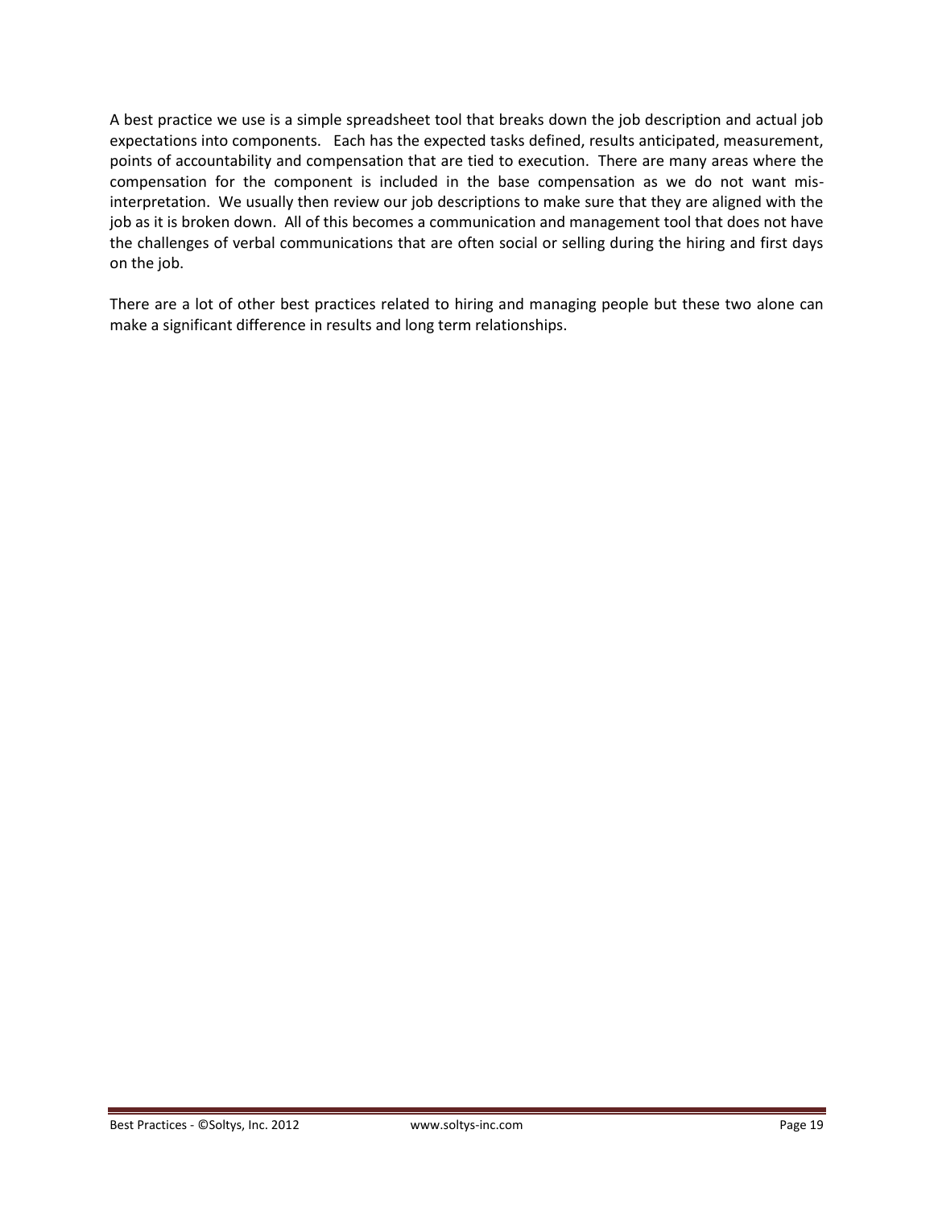A best practice we use is a simple spreadsheet tool that breaks down the job description and actual job expectations into components. Each has the expected tasks defined, results anticipated, measurement, points of accountability and compensation that are tied to execution. There are many areas where the compensation for the component is included in the base compensation as we do not want mis-interpretation. We usually then review our job descriptions to make sure that they are aligned with the job as it is broken down. All of this becomes a communication and management tool that does not have the challenges of verbal communications that are often social or selling during the hiring and first days on the job.

There are a lot of other best practices related to hiring and managing people but these two alone can make a significant difference in results and long term relationships.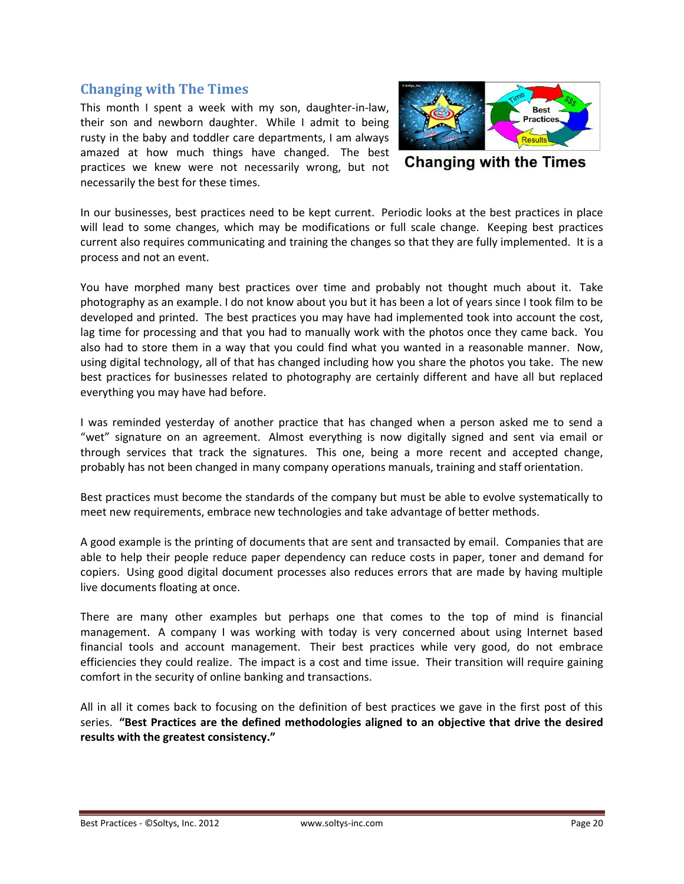## Changing with The Times

This month I spent a week with my son, daughter-in-law, their son and newborn daughter. While I admit to being rusty in the baby and toddler care departments, I am always amazed at how much things have changed. The best practices we knew were not necessarily wrong, but not necessarily the best for these times.

Changing with the Times

In our businesses, best practices need to be kept current. Periodic looks at the best practices in place will lead to some changes, which may be modifications or full scale change. Keeping best practices current also requires communicating and training the changes so that they are fully implemented. It is a process and not an event.

You have morphed many best practices over time and probably not thought much about it. Take photography as an example. I do not know about you but it has been a lot of years since I took film to be developed and printed. The best practices you may have had implemented took into account the cost, lag time for processing and that you had to manually work with the photos once they came back. You also had to store them in a way that you could find what you wanted in a reasonable manner. Now, using digital technology, all of that has changed including how you share the photos you take. The new best practices for businesses related to photography are certainly different and have all but replaced everything you may have had before.

I was reminded yesterday of another practice that has changed when a person asked me to send a "wet" signature on an agreement. Almost everything is now digitally signed and sent via email or through services that track the signatures. This one, being a more recent and accepted change, probably has not been changed in many company operations manuals, training and staff orientation.

Best practices must become the standards of the company but must be able to evolve systematically to meet new requirements, embrace new technologies and take advantage of better methods.

A good example is the printing of documents that are sent and transacted by email. Companies that are able to help their people reduce paper dependency can reduce costs in paper, toner and demand for copiers. Using good digital document processes also reduces errors that are made by having multiple live documents floating at once.

There are many other examples but perhaps one that comes to the top of mind is financial management. A company I was working with today is very concerned about using Internet based financial tools and account management. Their best practices while very good, do not embrace efficiencies they could realize. The impact is a cost and time issue. Their transition will require gaining comfort in the security of online banking and transactions.

All in all it comes back to focusing on the definition of best practices we gave in the first post of this series. **"Best Practices are the defined methodologies aligned to an objective that drive the desired results with the greatest consistency."**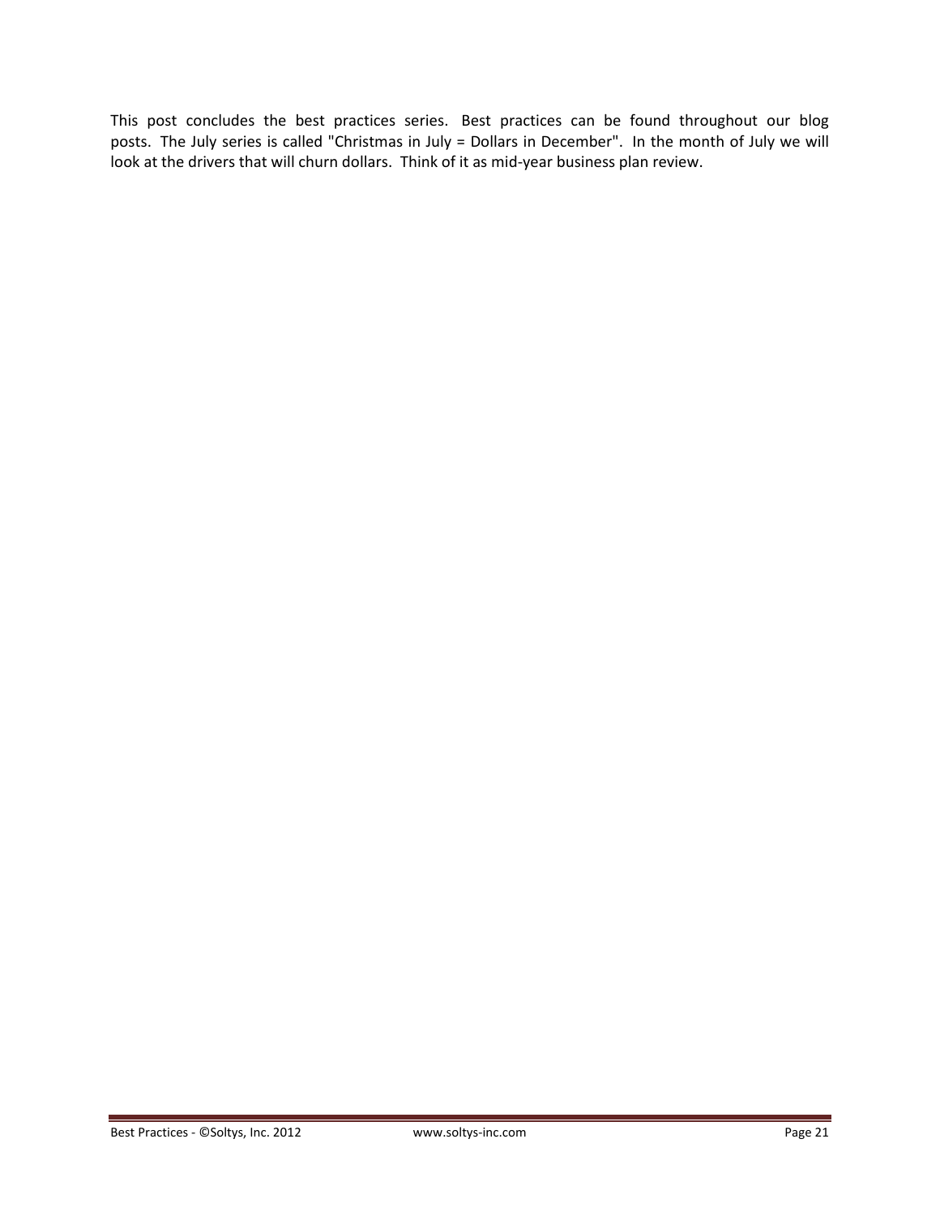This post concludes the best practices series. Best practices can be found throughout our blog posts. The July series is called "Christmas in July = Dollars in December". In the month of July we will look at the drivers that will churn dollars. Think of it as mid-year business plan review.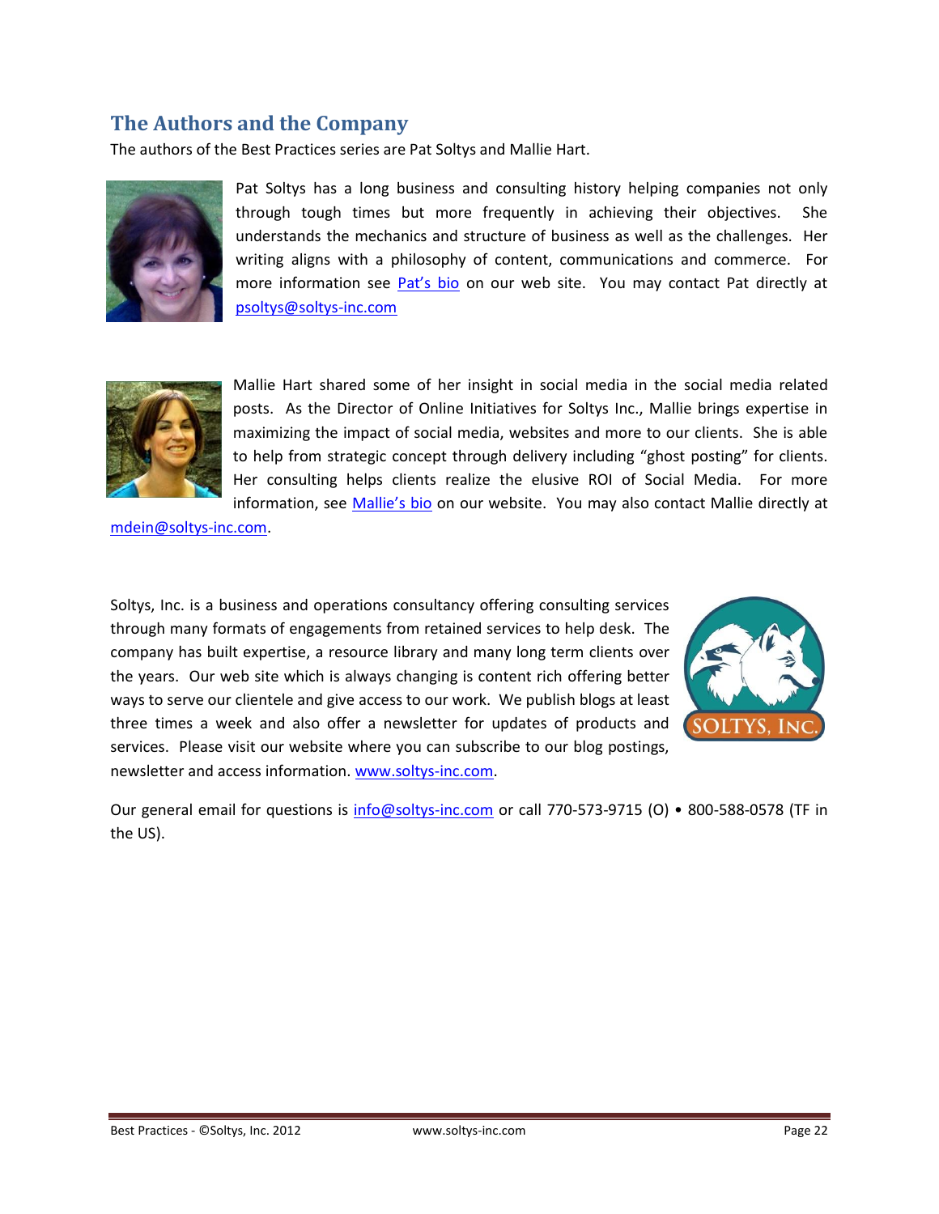## The Authors and the Company

The authors of the Best Practices series are Pat Soltys and Mallie Hart.

Pat Soltys has a long business and consulting history helping companies not only through tough times but more frequently in achieving their objectives. She understands the mechanics and structure of business as well as the challenges. Her writing aligns with a philosophy of content, communications and commerce. For more information see Pat's bio on our web site. You may contact Pat directly at psoltys@soltys-inc.com

Mallie Hart shared some of her insight in social media in the social media related posts. As the Director of Online Initiatives for Soltys Inc., Mallie brings expertise in maximizing the impact of social media, websites and more to our clients. She is able to help from strategic concept through delivery including "ghost posting" for clients. Her consulting helps clients realize the elusive ROI of Social Media. For more information, see Mallie's bio on our website. You may also contact Mallie directly at mdein@soltys-inc.com.

Soltys, Inc. is a business and operations consultancy offering consulting services through many formats of engagements from retained services to help desk. The company has built expertise, a resource library and many long term clients over the years. Our web site which is always changing is content rich offering better ways to serve our clientele and give access to our work. We publish blogs at least three times a week and also offer a newsletter for updates of products and services. Please visit our website where you can subscribe to our blog postings, newsletter and access information. www.soltys-inc.com.

SOLTYS, INC.

Our general email for questions is info@soltys-inc.com or call 770-573-9715 (O) • 800-588-0578 (TF in the US).